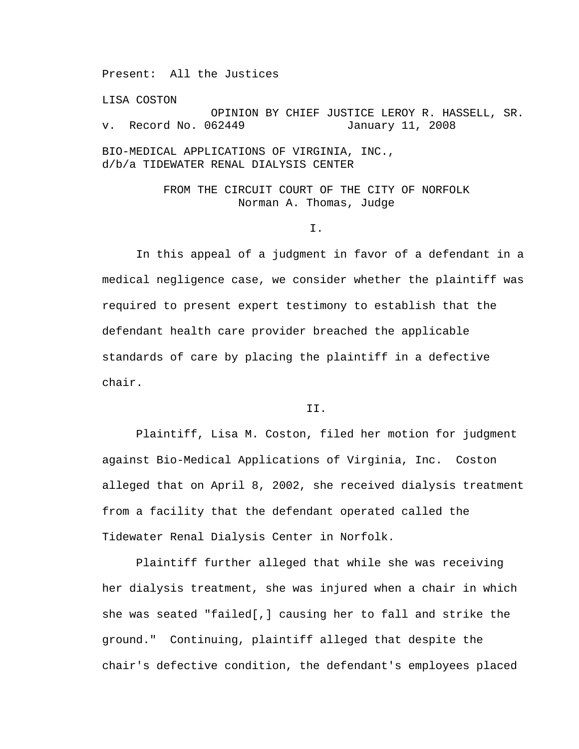Present: All the Justices

LISA COSTON

OPINION BY CHIEF JUSTICE LEROY R. HASSELL, SR.

v. Record No. 062449 January 11, 2008

BIO-MEDICAL APPLICATIONS OF VIRGINIA, INC.,
d/b/a TIDEWATER RENAL DIALYSIS CENTER

FROM THE CIRCUIT COURT OF THE CITY OF NORFOLK
Norman A. Thomas, Judge

I.

In this appeal of a judgment in favor of a defendant in a medical negligence case, we consider whether the plaintiff was required to present expert testimony to establish that the defendant health care provider breached the applicable standards of care by placing the plaintiff in a defective chair.

II.

Plaintiff, Lisa M. Coston, filed her motion for judgment against Bio-Medical Applications of Virginia, Inc. Coston alleged that on April 8, 2002, she received dialysis treatment from a facility that the defendant operated called the Tidewater Renal Dialysis Center in Norfolk.

Plaintiff further alleged that while she was receiving her dialysis treatment, she was injured when a chair in which she was seated "failed[,] causing her to fall and strike the ground." Continuing, plaintiff alleged that despite the chair's defective condition, the defendant's employees placed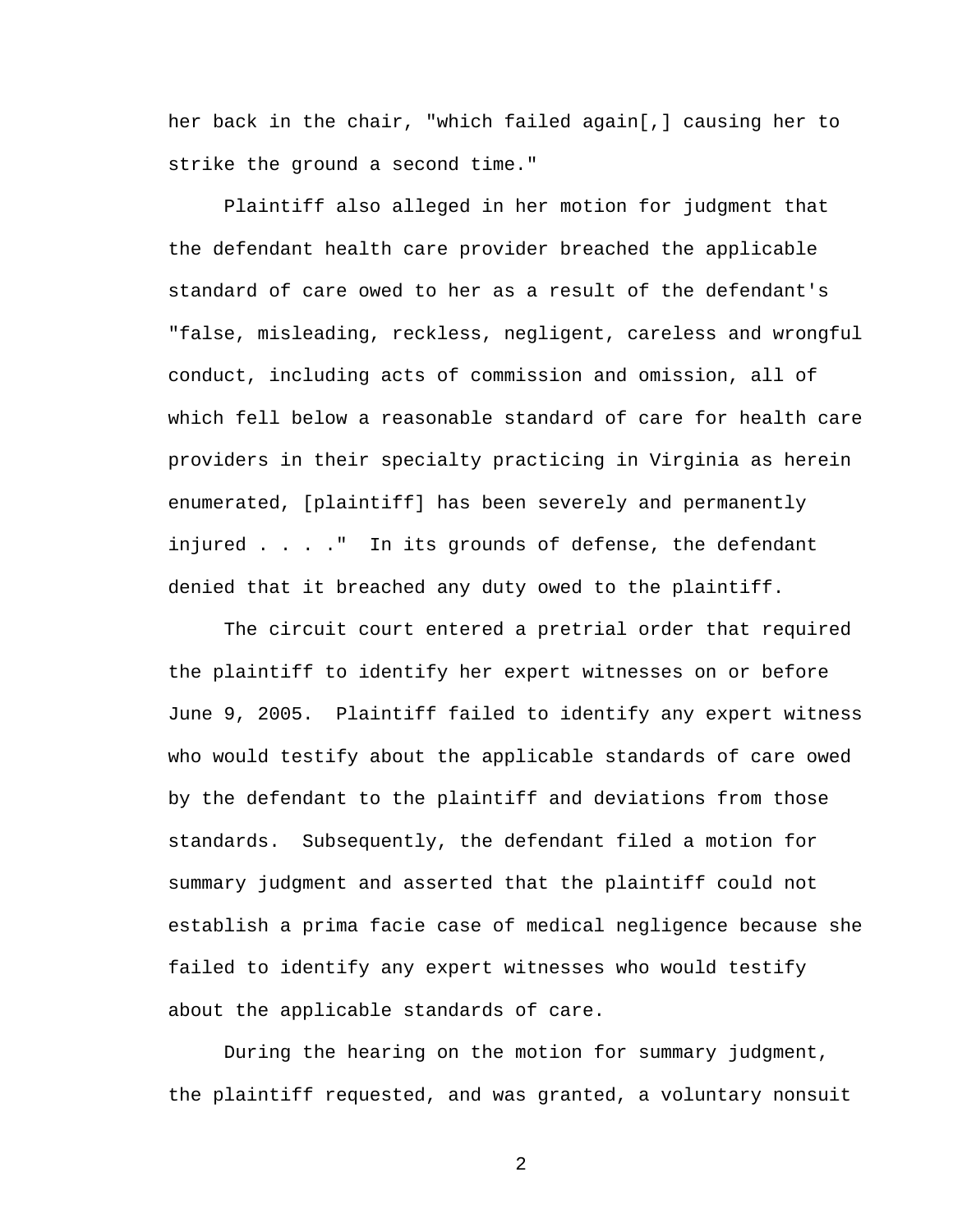her back in the chair, "which failed again[,] causing her to strike the ground a second time."

Plaintiff also alleged in her motion for judgment that the defendant health care provider breached the applicable standard of care owed to her as a result of the defendant's "false, misleading, reckless, negligent, careless and wrongful conduct, including acts of commission and omission, all of which fell below a reasonable standard of care for health care providers in their specialty practicing in Virginia as herein enumerated, [plaintiff] has been severely and permanently injured . . . ." In its grounds of defense, the defendant denied that it breached any duty owed to the plaintiff.

The circuit court entered a pretrial order that required the plaintiff to identify her expert witnesses on or before June 9, 2005. Plaintiff failed to identify any expert witness who would testify about the applicable standards of care owed by the defendant to the plaintiff and deviations from those standards. Subsequently, the defendant filed a motion for summary judgment and asserted that the plaintiff could not establish a prima facie case of medical negligence because she failed to identify any expert witnesses who would testify about the applicable standards of care.

During the hearing on the motion for summary judgment, the plaintiff requested, and was granted, a voluntary nonsuit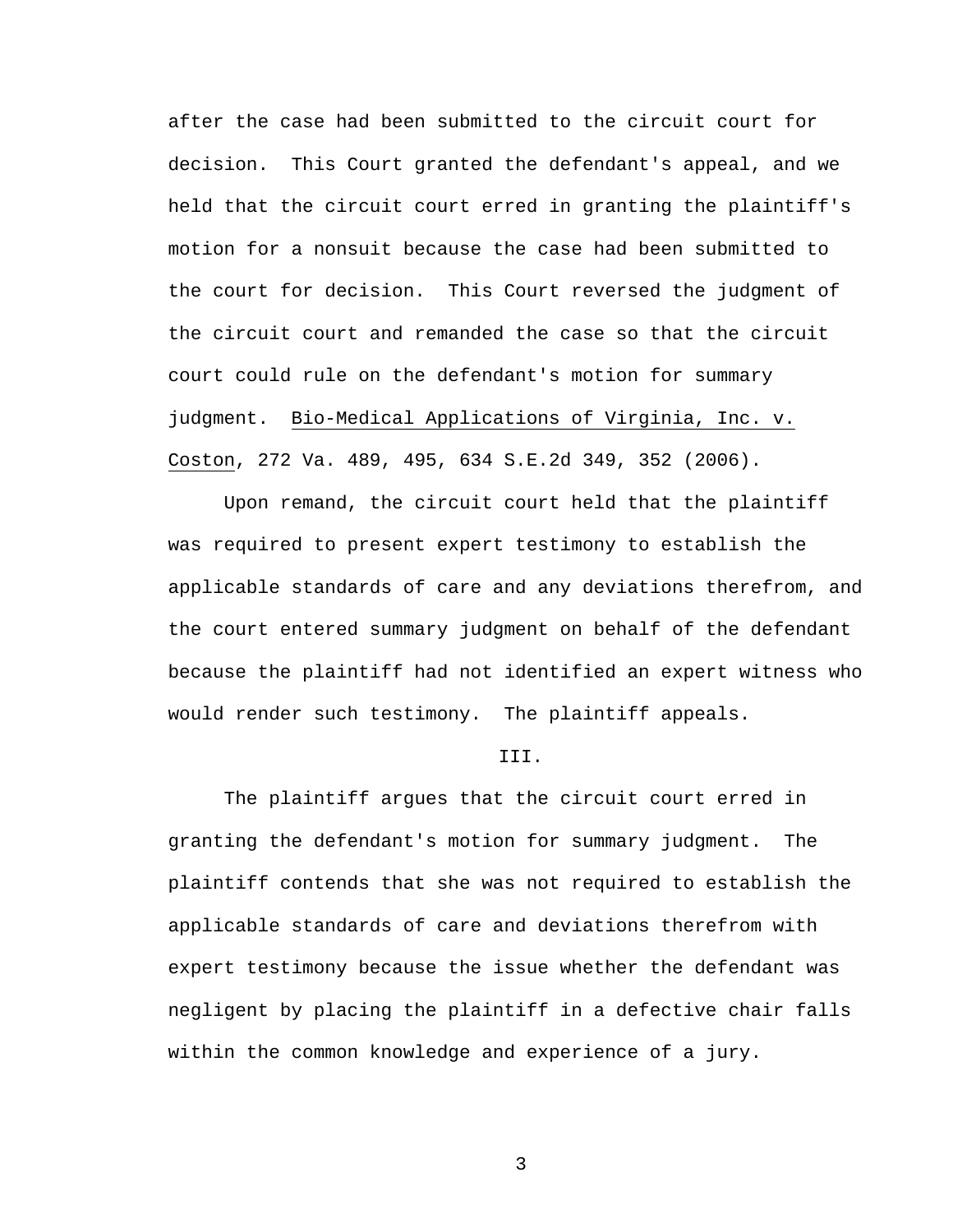after the case had been submitted to the circuit court for decision. This Court granted the defendant's appeal, and we held that the circuit court erred in granting the plaintiff's motion for a nonsuit because the case had been submitted to the court for decision. This Court reversed the judgment of the circuit court and remanded the case so that the circuit court could rule on the defendant's motion for summary judgment. Bio-Medical Applications of Virginia, Inc. v. Coston, 272 Va. 489, 495, 634 S.E.2d 349, 352 (2006).

Upon remand, the circuit court held that the plaintiff was required to present expert testimony to establish the applicable standards of care and any deviations therefrom, and the court entered summary judgment on behalf of the defendant because the plaintiff had not identified an expert witness who would render such testimony. The plaintiff appeals.

## III.

The plaintiff argues that the circuit court erred in granting the defendant's motion for summary judgment. The plaintiff contends that she was not required to establish the applicable standards of care and deviations therefrom with expert testimony because the issue whether the defendant was negligent by placing the plaintiff in a defective chair falls within the common knowledge and experience of a jury.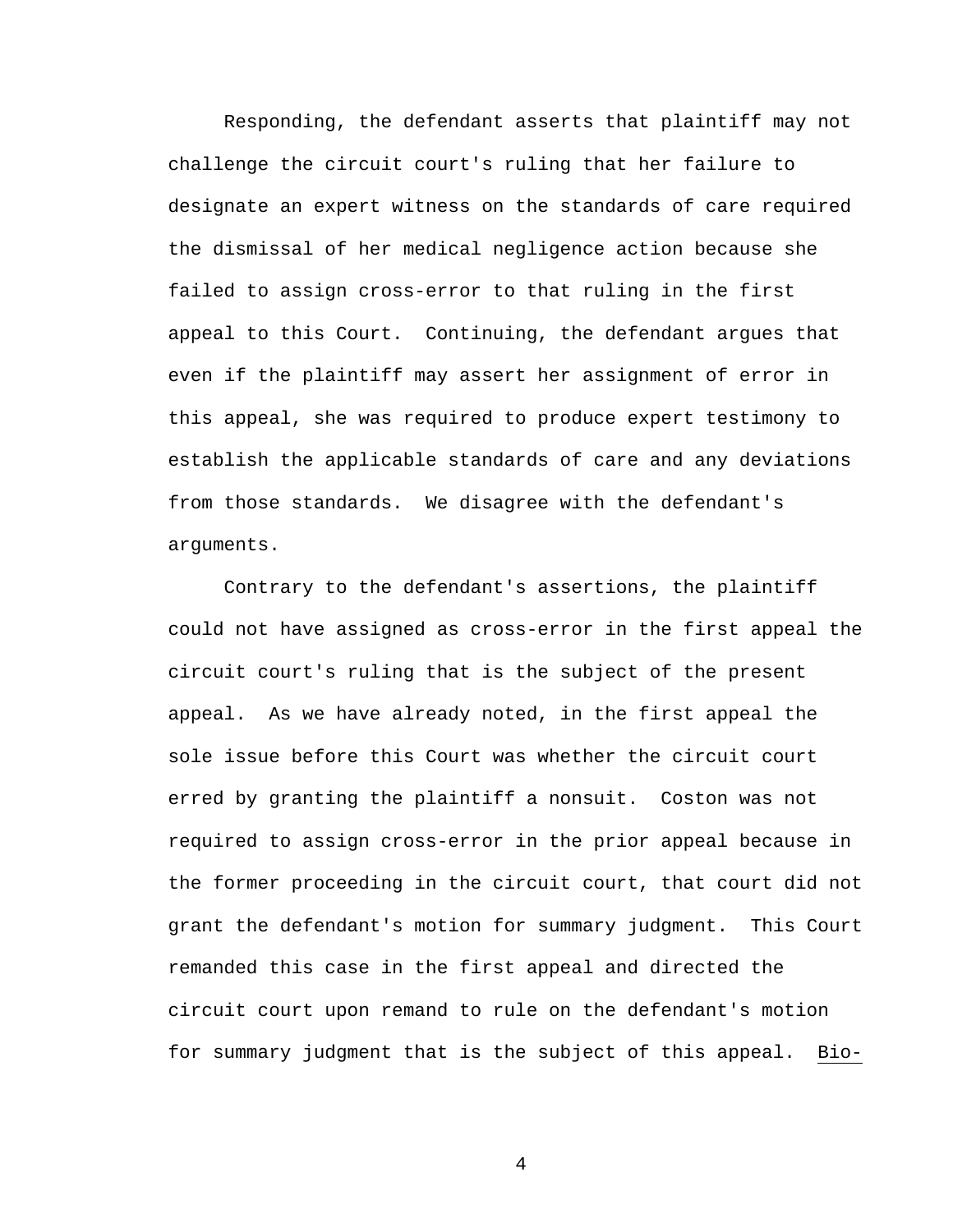Responding, the defendant asserts that plaintiff may not challenge the circuit court's ruling that her failure to designate an expert witness on the standards of care required the dismissal of her medical negligence action because she failed to assign cross-error to that ruling in the first appeal to this Court. Continuing, the defendant argues that even if the plaintiff may assert her assignment of error in this appeal, she was required to produce expert testimony to establish the applicable standards of care and any deviations from those standards. We disagree with the defendant's arguments.

Contrary to the defendant's assertions, the plaintiff could not have assigned as cross-error in the first appeal the circuit court's ruling that is the subject of the present appeal. As we have already noted, in the first appeal the sole issue before this Court was whether the circuit court erred by granting the plaintiff a nonsuit. Coston was not required to assign cross-error in the prior appeal because in the former proceeding in the circuit court, that court did not grant the defendant's motion for summary judgment. This Court remanded this case in the first appeal and directed the circuit court upon remand to rule on the defendant's motion for summary judgment that is the subject of this appeal. <u>Bio-</u>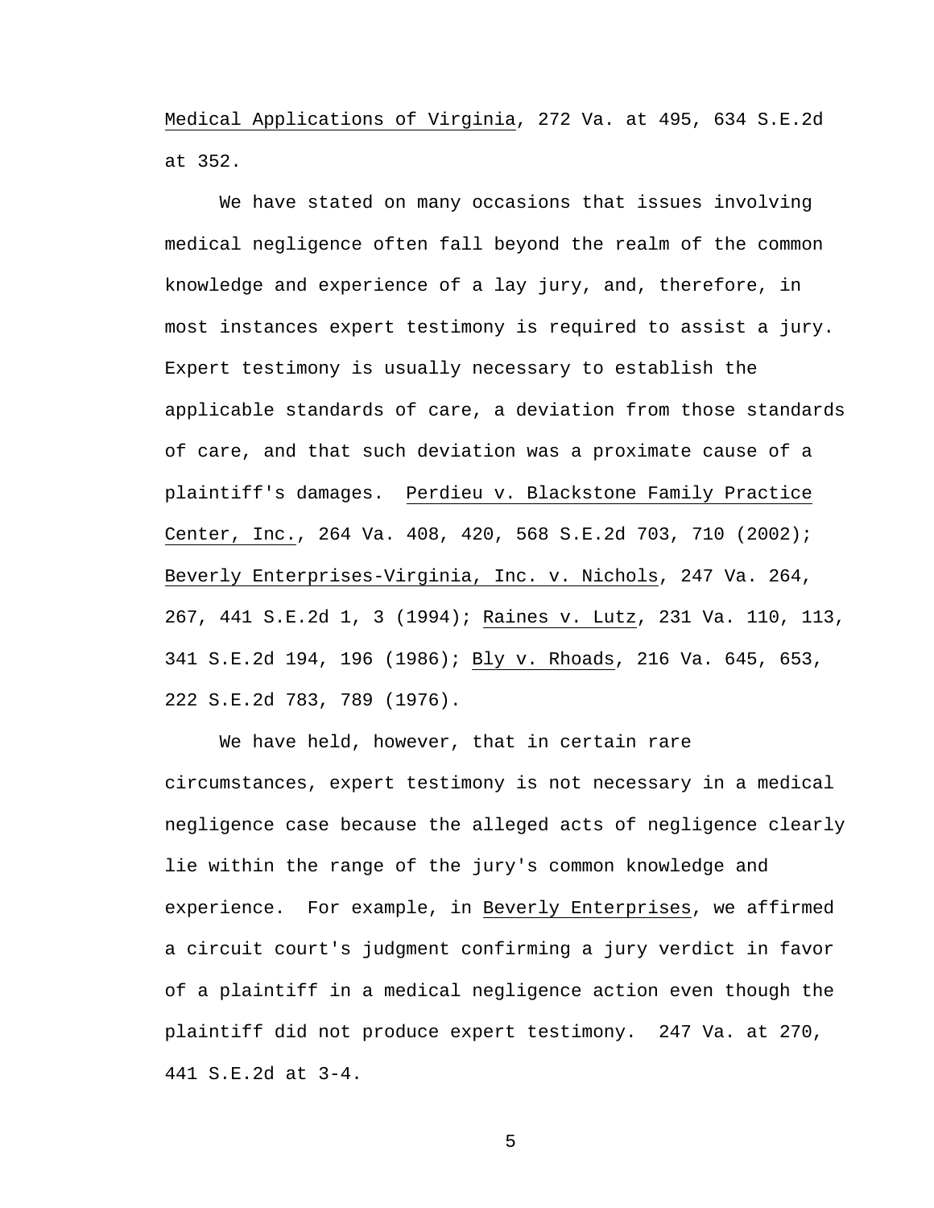Medical Applications of Virginia, 272 Va. at 495, 634 S.E.2d at 352.

We have stated on many occasions that issues involving medical negligence often fall beyond the realm of the common knowledge and experience of a lay jury, and, therefore, in most instances expert testimony is required to assist a jury. Expert testimony is usually necessary to establish the applicable standards of care, a deviation from those standards of care, and that such deviation was a proximate cause of a plaintiff's damages. Perdieu v. Blackstone Family Practice Center, Inc., 264 Va. 408, 420, 568 S.E.2d 703, 710 (2002); Beverly Enterprises-Virginia, Inc. v. Nichols, 247 Va. 264, 267, 441 S.E.2d 1, 3 (1994); Raines v. Lutz, 231 Va. 110, 113, 341 S.E.2d 194, 196 (1986); Bly v. Rhoads, 216 Va. 645, 653, 222 S.E.2d 783, 789 (1976).

We have held, however, that in certain rare circumstances, expert testimony is not necessary in a medical negligence case because the alleged acts of negligence clearly lie within the range of the jury's common knowledge and experience. For example, in Beverly Enterprises, we affirmed a circuit court's judgment confirming a jury verdict in favor of a plaintiff in a medical negligence action even though the plaintiff did not produce expert testimony. 247 Va. at 270, 441 S.E.2d at 3-4.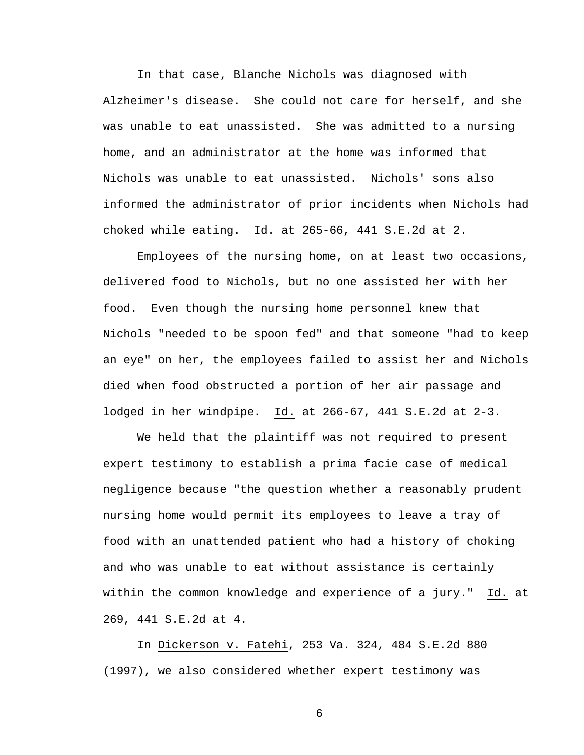In that case, Blanche Nichols was diagnosed with Alzheimer's disease. She could not care for herself, and she was unable to eat unassisted. She was admitted to a nursing home, and an administrator at the home was informed that Nichols was unable to eat unassisted. Nichols' sons also informed the administrator of prior incidents when Nichols had choked while eating. Id. at 265-66, 441 S.E.2d at 2.

Employees of the nursing home, on at least two occasions, delivered food to Nichols, but no one assisted her with her food. Even though the nursing home personnel knew that Nichols "needed to be spoon fed" and that someone "had to keep an eye" on her, the employees failed to assist her and Nichols died when food obstructed a portion of her air passage and lodged in her windpipe. Id. at 266-67, 441 S.E.2d at 2-3.

We held that the plaintiff was not required to present expert testimony to establish a prima facie case of medical negligence because "the question whether a reasonably prudent nursing home would permit its employees to leave a tray of food with an unattended patient who had a history of choking and who was unable to eat without assistance is certainly within the common knowledge and experience of a jury." Id. at 269, 441 S.E.2d at 4.

In Dickerson v. Fatehi, 253 Va. 324, 484 S.E.2d 880 (1997), we also considered whether expert testimony was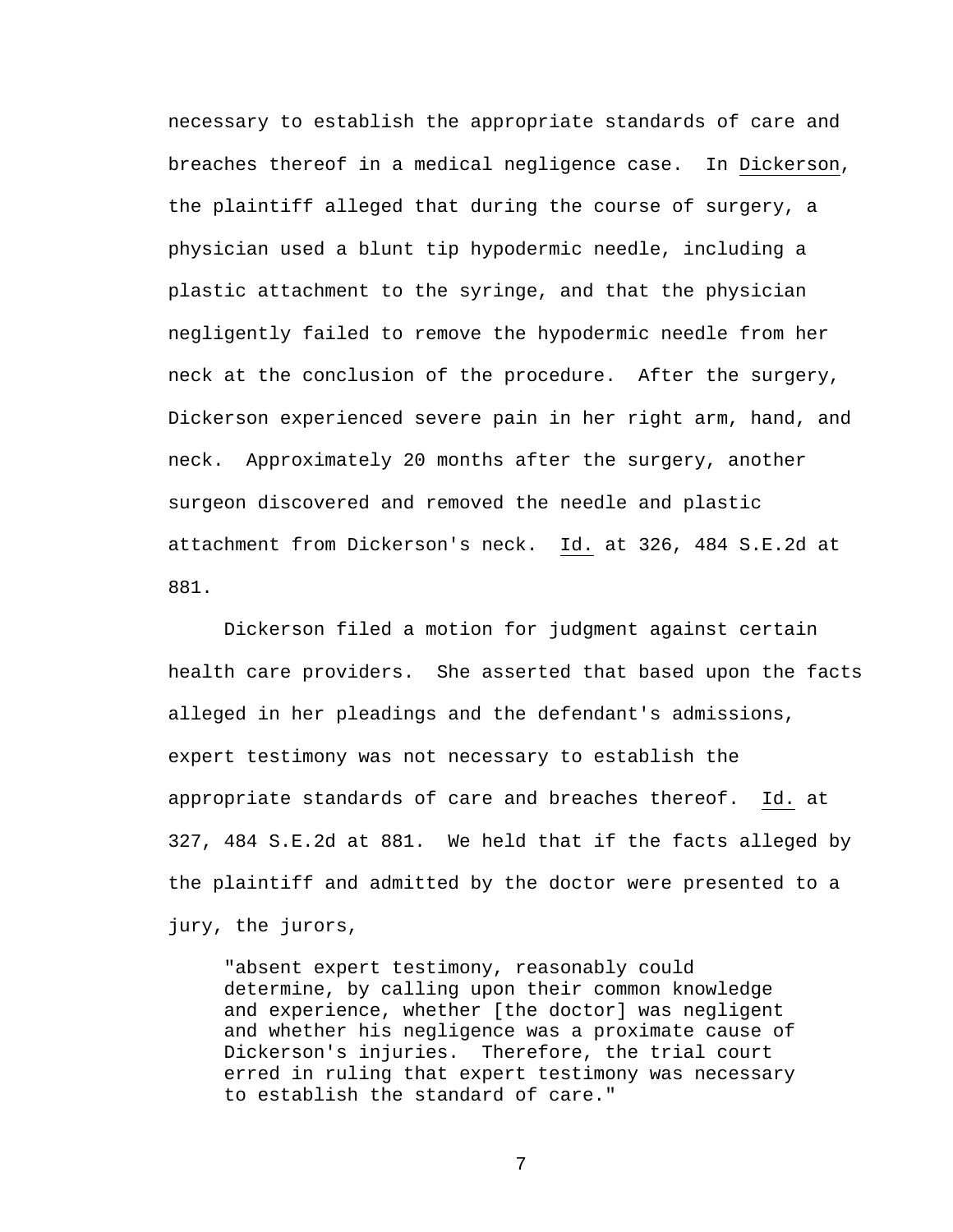necessary to establish the appropriate standards of care and breaches thereof in a medical negligence case. In Dickerson, the plaintiff alleged that during the course of surgery, a physician used a blunt tip hypodermic needle, including a plastic attachment to the syringe, and that the physician negligently failed to remove the hypodermic needle from her neck at the conclusion of the procedure. After the surgery, Dickerson experienced severe pain in her right arm, hand, and neck. Approximately 20 months after the surgery, another surgeon discovered and removed the needle and plastic attachment from Dickerson's neck. Id. at 326, 484 S.E.2d at 881.

Dickerson filed a motion for judgment against certain health care providers. She asserted that based upon the facts alleged in her pleadings and the defendant's admissions, expert testimony was not necessary to establish the appropriate standards of care and breaches thereof. Id. at 327, 484 S.E.2d at 881. We held that if the facts alleged by the plaintiff and admitted by the doctor were presented to a jury, the jurors,

> "absent expert testimony, reasonably could determine, by calling upon their common knowledge and experience, whether [the doctor] was negligent and whether his negligence was a proximate cause of Dickerson's injuries. Therefore, the trial court erred in ruling that expert testimony was necessary to establish the standard of care."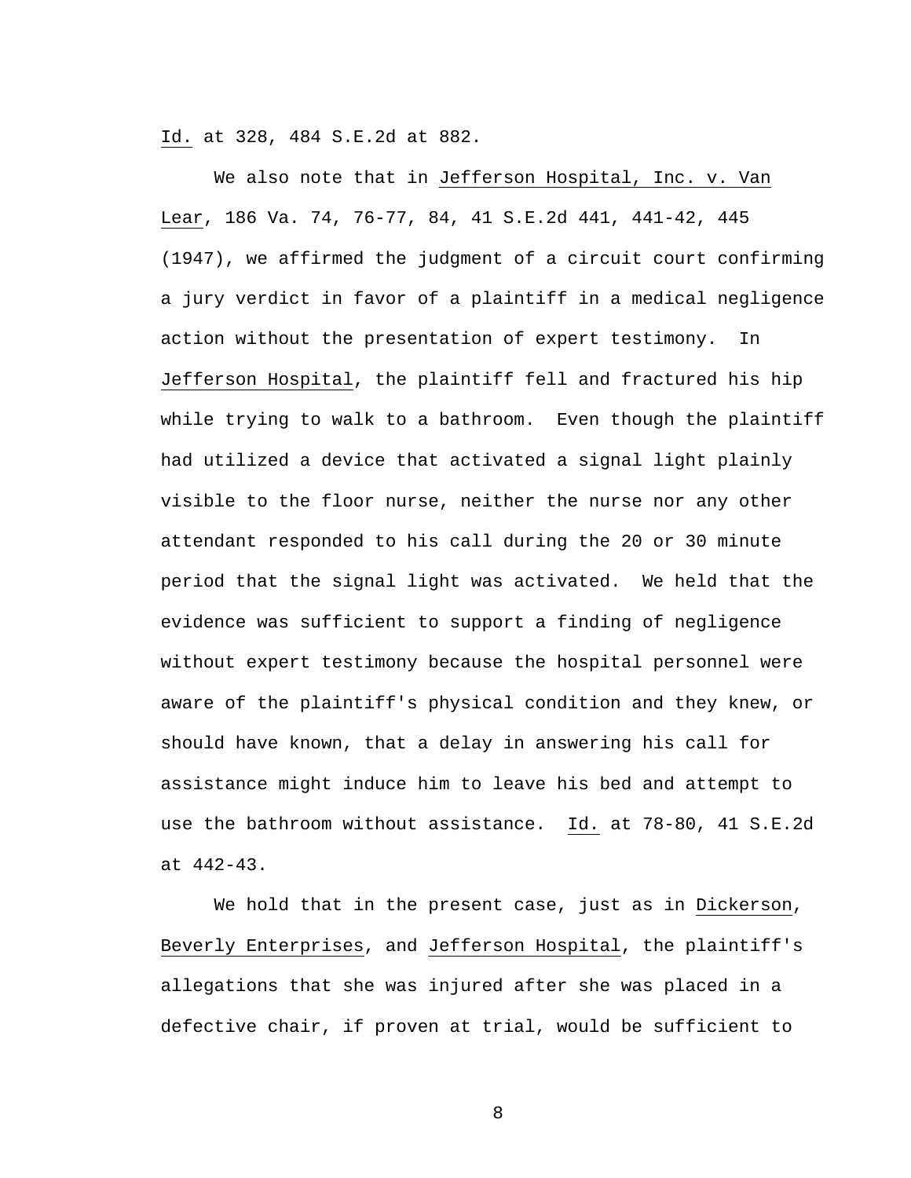Id. at 328, 484 S.E.2d at 882.

We also note that in Jefferson Hospital, Inc. v. Van Lear, 186 Va. 74, 76-77, 84, 41 S.E.2d 441, 441-42, 445 (1947), we affirmed the judgment of a circuit court confirming a jury verdict in favor of a plaintiff in a medical negligence action without the presentation of expert testimony. In Jefferson Hospital, the plaintiff fell and fractured his hip while trying to walk to a bathroom. Even though the plaintiff had utilized a device that activated a signal light plainly visible to the floor nurse, neither the nurse nor any other attendant responded to his call during the 20 or 30 minute period that the signal light was activated. We held that the evidence was sufficient to support a finding of negligence without expert testimony because the hospital personnel were aware of the plaintiff's physical condition and they knew, or should have known, that a delay in answering his call for assistance might induce him to leave his bed and attempt to use the bathroom without assistance. Id. at 78-80, 41 S.E.2d at 442-43.

We hold that in the present case, just as in Dickerson, Beverly Enterprises, and Jefferson Hospital, the plaintiff's allegations that she was injured after she was placed in a defective chair, if proven at trial, would be sufficient to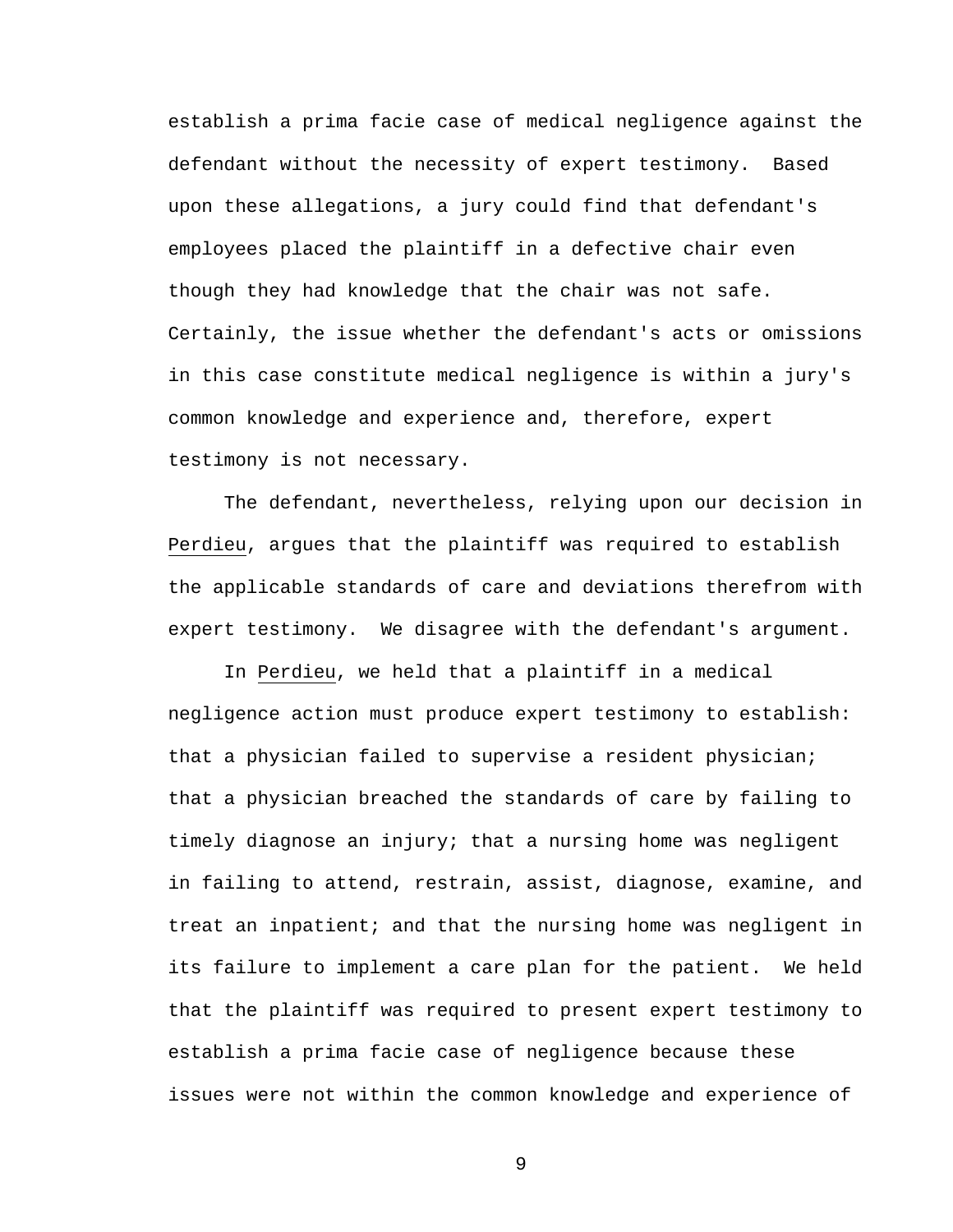establish a prima facie case of medical negligence against the defendant without the necessity of expert testimony. Based upon these allegations, a jury could find that defendant's employees placed the plaintiff in a defective chair even though they had knowledge that the chair was not safe. Certainly, the issue whether the defendant's acts or omissions in this case constitute medical negligence is within a jury's common knowledge and experience and, therefore, expert testimony is not necessary.

The defendant, nevertheless, relying upon our decision in Perdieu, argues that the plaintiff was required to establish the applicable standards of care and deviations therefrom with expert testimony. We disagree with the defendant's argument.

In Perdieu, we held that a plaintiff in a medical negligence action must produce expert testimony to establish: that a physician failed to supervise a resident physician; that a physician breached the standards of care by failing to timely diagnose an injury; that a nursing home was negligent in failing to attend, restrain, assist, diagnose, examine, and treat an inpatient; and that the nursing home was negligent in its failure to implement a care plan for the patient. We held that the plaintiff was required to present expert testimony to establish a prima facie case of negligence because these issues were not within the common knowledge and experience of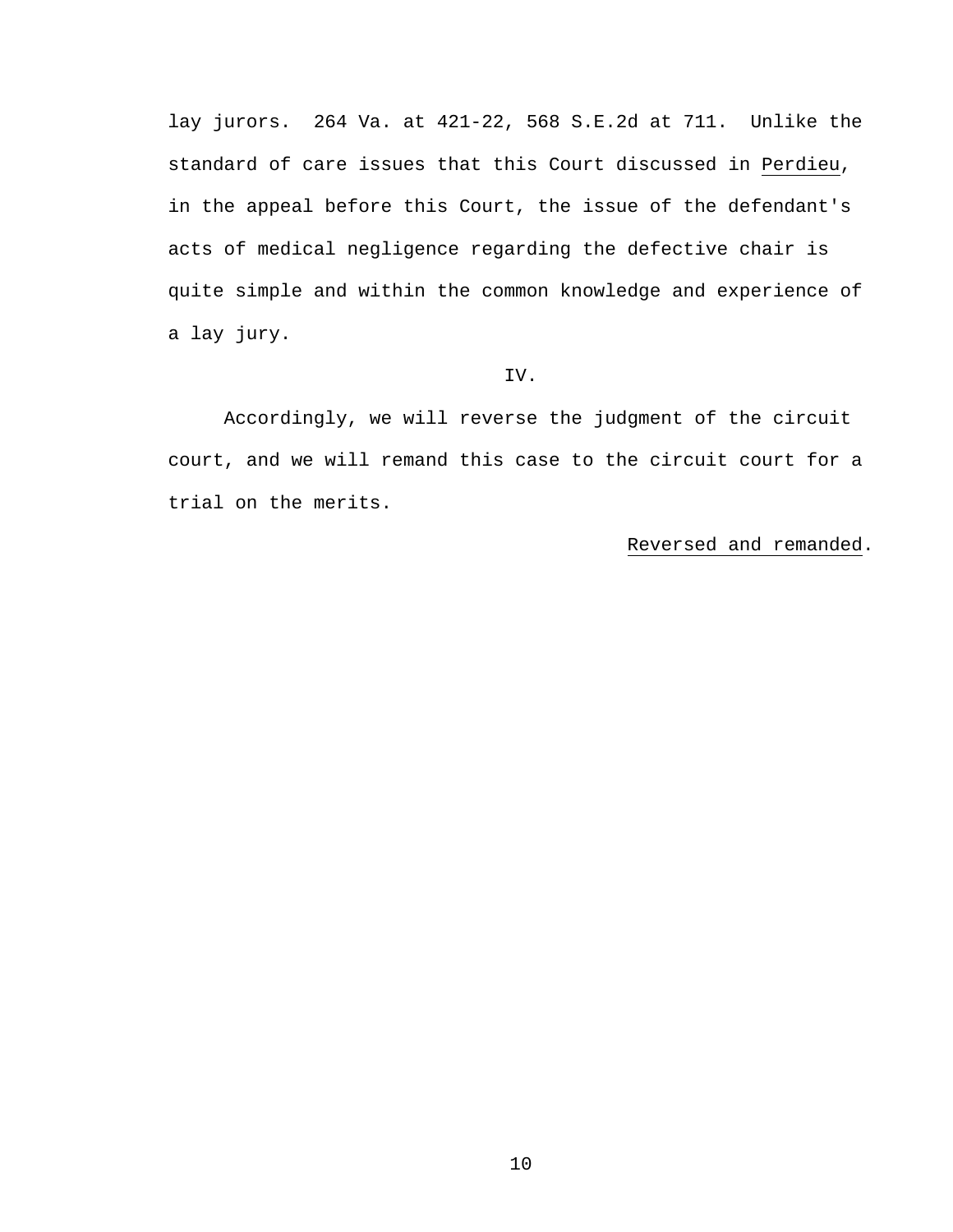lay jurors. 264 Va. at 421-22, 568 S.E.2d at 711. Unlike the standard of care issues that this Court discussed in Perdieu, in the appeal before this Court, the issue of the defendant's acts of medical negligence regarding the defective chair is quite simple and within the common knowledge and experience of a lay jury.

IV.

Accordingly, we will reverse the judgment of the circuit court, and we will remand this case to the circuit court for a trial on the merits.

Reversed and remanded.